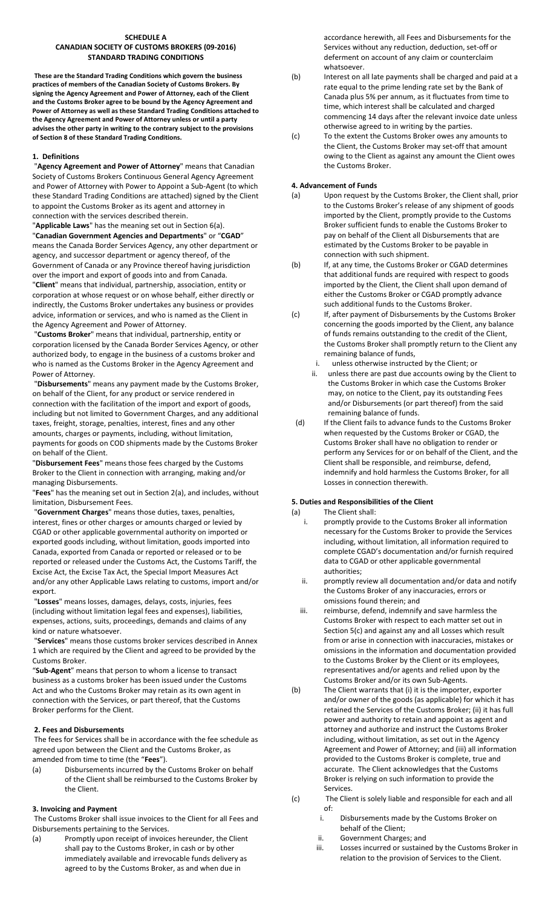# SCHEDULE A
## CANADIAN SOCIETY OF CUSTOMS BROKERS (09-2016) STANDARD TRADING CONDITIONS

**These are the Standard Trading Conditions which govern the business practices of members of the Canadian Society of Customs Brokers. By signing the Agency Agreement and Power of Attorney, each of the Client and the Customs Broker agree to be bound by the Agency Agreement and Power of Attorney as well as these Standard Trading Conditions attached to the Agency Agreement and Power of Attorney unless or until a party advises the other party in writing to the contrary subject to the provisions of Section 8 of these Standard Trading Conditions.**

### 1. Definitions

"**Agency Agreement and Power of Attorney**" means that Canadian Society of Customs Brokers Continuous General Agency Agreement and Power of Attorney with Power to Appoint a Sub-Agent (to which these Standard Trading Conditions are attached) signed by the Client to appoint the Customs Broker as its agent and attorney in connection with the services described therein.

"**Applicable Laws**" has the meaning set out in Section 6(a).

"**Canadian Government Agencies and Departments**" or "**CGAD**" means the Canada Border Services Agency, any other department or agency, and successor department or agency thereof, of the Government of Canada or any Province thereof having jurisdiction over the import and export of goods into and from Canada.

"**Client**" means that individual, partnership, association, entity or corporation at whose request or on whose behalf, either directly or indirectly, the Customs Broker undertakes any business or provides advice, information or services, and who is named as the Client in the Agency Agreement and Power of Attorney.

"**Customs Broker**" means that individual, partnership, entity or corporation licensed by the Canada Border Services Agency, or other authorized body, to engage in the business of a customs broker and who is named as the Customs Broker in the Agency Agreement and Power of Attorney.

"**Disbursements**" means any payment made by the Customs Broker, on behalf of the Client, for any product or service rendered in connection with the facilitation of the import and export of goods, including but not limited to Government Charges, and any additional taxes, freight, storage, penalties, interest, fines and any other amounts, charges or payments, including, without limitation, payments for goods on COD shipments made by the Customs Broker on behalf of the Client.

"**Disbursement Fees**" means those fees charged by the Customs Broker to the Client in connection with arranging, making and/or managing Disbursements.

"**Fees**" has the meaning set out in Section 2(a), and includes, without limitation, Disbursement Fees.

"**Government Charges**" means those duties, taxes, penalties, interest, fines or other charges or amounts charged or levied by CGAD or other applicable governmental authority on imported or exported goods including, without limitation, goods imported into Canada, exported from Canada or reported or released or to be reported or released under the Customs Act, the Customs Tariff, the Excise Act, the Excise Tax Act, the Special Import Measures Act and/or any other Applicable Laws relating to customs, import and/or export.

"**Losses**" means losses, damages, delays, costs, injuries, fees (including without limitation legal fees and expenses), liabilities, expenses, actions, suits, proceedings, demands and claims of any kind or nature whatsoever.

"**Services**" means those customs broker services described in Annex 1 which are required by the Client and agreed to be provided by the Customs Broker.

"**Sub-Agent**" means that person to whom a license to transact business as a customs broker has been issued under the Customs Act and who the Customs Broker may retain as its own agent in connection with the Services, or part thereof, that the Customs Broker performs for the Client.

### 2. Fees and Disbursements

The fees for Services shall be in accordance with the fee schedule as agreed upon between the Client and the Customs Broker, as amended from time to time (the "**Fees**").

(a) Disbursements incurred by the Customs Broker on behalf of the Client shall be reimbursed to the Customs Broker by the Client.

### 3. Invoicing and Payment

The Customs Broker shall issue invoices to the Client for all Fees and Disbursements pertaining to the Services.

(a) Promptly upon receipt of invoices hereunder, the Client shall pay to the Customs Broker, in cash or by other immediately available and irrevocable funds delivery as agreed to by the Customs Broker, as and when due in accordance herewith, all Fees and Disbursements for the Services without any reduction, deduction, set-off or deferment on account of any claim or counterclaim whatsoever.

(b) Interest on all late payments shall be charged and paid at a rate equal to the prime lending rate set by the Bank of Canada plus 5% per annum, as it fluctuates from time to time, which interest shall be calculated and charged commencing 14 days after the relevant invoice date unless otherwise agreed to in writing by the parties.

(c) To the extent the Customs Broker owes any amounts to the Client, the Customs Broker may set-off that amount owing to the Client as against any amount the Client owes the Customs Broker.

### 4. Advancement of Funds

(a) Upon request by the Customs Broker, the Client shall, prior to the Customs Broker's release of any shipment of goods imported by the Client, promptly provide to the Customs Broker sufficient funds to enable the Customs Broker to pay on behalf of the Client all Disbursements that are estimated by the Customs Broker to be payable in connection with such shipment.

(b) If, at any time, the Customs Broker or CGAD determines that additional funds are required with respect to goods imported by the Client, the Client shall upon demand of either the Customs Broker or CGAD promptly advance such additional funds to the Customs Broker.

(c) If, after payment of Disbursements by the Customs Broker concerning the goods imported by the Client, any balance of funds remains outstanding to the credit of the Client, the Customs Broker shall promptly return to the Client any remaining balance of funds,

   i. unless otherwise instructed by the Client; or

   ii. unless there are past due accounts owing by the Client to the Customs Broker in which case the Customs Broker may, on notice to the Client, pay its outstanding Fees and/or Disbursements (or part thereof) from the said remaining balance of funds.

(d) If the Client fails to advance funds to the Customs Broker when requested by the Customs Broker or CGAD, the Customs Broker shall have no obligation to render or perform any Services for or on behalf of the Client, and the Client shall be responsible, and reimburse, defend, indemnify and hold harmless the Customs Broker, for all Losses in connection therewith.

### 5. Duties and Responsibilities of the Client

(a) The Client shall:

   i. promptly provide to the Customs Broker all information necessary for the Customs Broker to provide the Services including, without limitation, all information required to complete CGAD's documentation and/or furnish required data to CGAD or other applicable governmental authorities;

   ii. promptly review all documentation and/or data and notify the Customs Broker of any inaccuracies, errors or omissions found therein; and

   iii. reimburse, defend, indemnify and save harmless the Customs Broker with respect to each matter set out in Section 5(c) and against any and all Losses which result from or arise in connection with inaccuracies, mistakes or omissions in the information and documentation provided to the Customs Broker by the Client or its employees, representatives and/or agents and relied upon by the Customs Broker and/or its own Sub-Agents.

(b) The Client warrants that (i) it is the importer, exporter and/or owner of the goods (as applicable) for which it has retained the Services of the Customs Broker; (ii) it has full power and authority to retain and appoint as agent and attorney and authorize and instruct the Customs Broker including, without limitation, as set out in the Agency Agreement and Power of Attorney; and (iii) all information provided to the Customs Broker is complete, true and accurate. The Client acknowledges that the Customs Broker is relying on such information to provide the Services.

(c) The Client is solely liable and responsible for each and all of:

   i. Disbursements made by the Customs Broker on behalf of the Client;

   ii. Government Charges; and

   iii. Losses incurred or sustained by the Customs Broker in relation to the provision of Services to the Client.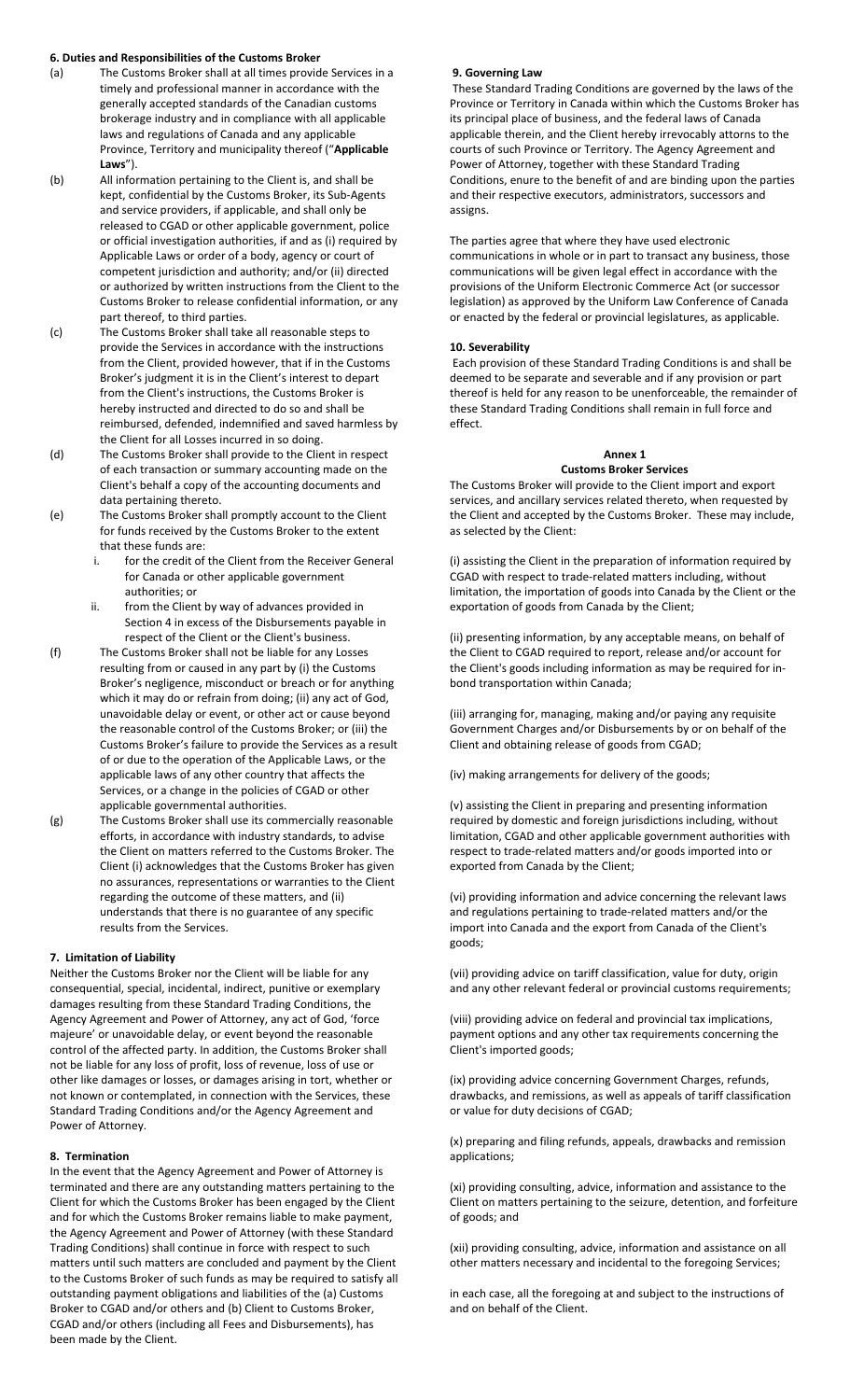**6. Duties and Responsibilities of the Customs Broker**

(a) The Customs Broker shall at all times provide Services in a timely and professional manner in accordance with the generally accepted standards of the Canadian customs brokerage industry and in compliance with all applicable laws and regulations of Canada and any applicable Province, Territory and municipality thereof ("**Applicable Laws**").

(b) All information pertaining to the Client is, and shall be kept, confidential by the Customs Broker, its Sub-Agents and service providers, if applicable, and shall only be released to CGAD or other applicable government, police or official investigation authorities, if and as (i) required by Applicable Laws or order of a body, agency or court of competent jurisdiction and authority; and/or (ii) directed or authorized by written instructions from the Client to the Customs Broker to release confidential information, or any part thereof, to third parties.

(c) The Customs Broker shall take all reasonable steps to provide the Services in accordance with the instructions from the Client, provided however, that if in the Customs Broker's judgment it is in the Client's interest to depart from the Client's instructions, the Customs Broker is hereby instructed and directed to do so and shall be reimbursed, defended, indemnified and saved harmless by the Client for all Losses incurred in so doing.

(d) The Customs Broker shall provide to the Client in respect of each transaction or summary accounting made on the Client's behalf a copy of the accounting documents and data pertaining thereto.

(e) The Customs Broker shall promptly account to the Client for funds received by the Customs Broker to the extent that these funds are:

i. for the credit of the Client from the Receiver General for Canada or other applicable government authorities; or

ii. from the Client by way of advances provided in Section 4 in excess of the Disbursements payable in respect of the Client or the Client's business.

(f) The Customs Broker shall not be liable for any Losses resulting from or caused in any part by (i) the Customs Broker's negligence, misconduct or breach or for anything which it may do or refrain from doing; (ii) any act of God, unavoidable delay or event, or other act or cause beyond the reasonable control of the Customs Broker; or (iii) the Customs Broker's failure to provide the Services as a result of or due to the operation of the Applicable Laws, or the applicable laws of any other country that affects the Services, or a change in the policies of CGAD or other applicable governmental authorities.

(g) The Customs Broker shall use its commercially reasonable efforts, in accordance with industry standards, to advise the Client on matters referred to the Customs Broker. The Client (i) acknowledges that the Customs Broker has given no assurances, representations or warranties to the Client regarding the outcome of these matters, and (ii) understands that there is no guarantee of any specific results from the Services.

**7. Limitation of Liability**

Neither the Customs Broker nor the Client will be liable for any consequential, special, incidental, indirect, punitive or exemplary damages resulting from these Standard Trading Conditions, the Agency Agreement and Power of Attorney, any act of God, 'force majeure' or unavoidable delay, or event beyond the reasonable control of the affected party. In addition, the Customs Broker shall not be liable for any loss of profit, loss of revenue, loss of use or other like damages or losses, or damages arising in tort, whether or not known or contemplated, in connection with the Services, these Standard Trading Conditions and/or the Agency Agreement and Power of Attorney.

**8. Termination**

In the event that the Agency Agreement and Power of Attorney is terminated and there are any outstanding matters pertaining to the Client for which the Customs Broker has been engaged by the Client and for which the Customs Broker remains liable to make payment, the Agency Agreement and Power of Attorney (with these Standard Trading Conditions) shall continue in force with respect to such matters until such matters are concluded and payment by the Client to the Customs Broker of such funds as may be required to satisfy all outstanding payment obligations and liabilities of the (a) Customs Broker to CGAD and/or others and (b) Client to Customs Broker, CGAD and/or others (including all Fees and Disbursements), has been made by the Client.

**9. Governing Law**

These Standard Trading Conditions are governed by the laws of the Province or Territory in Canada within which the Customs Broker has its principal place of business, and the federal laws of Canada applicable therein, and the Client hereby irrevocably attorns to the courts of such Province or Territory. The Agency Agreement and Power of Attorney, together with these Standard Trading Conditions, enure to the benefit of and are binding upon the parties and their respective executors, administrators, successors and assigns.

The parties agree that where they have used electronic communications in whole or in part to transact any business, those communications will be given legal effect in accordance with the provisions of the Uniform Electronic Commerce Act (or successor legislation) as approved by the Uniform Law Conference of Canada or enacted by the federal or provincial legislatures, as applicable.

**10. Severability**

Each provision of these Standard Trading Conditions is and shall be deemed to be separate and severable and if any provision or part thereof is held for any reason to be unenforceable, the remainder of these Standard Trading Conditions shall remain in full force and effect.

**Annex 1**

**Customs Broker Services**

The Customs Broker will provide to the Client import and export services, and ancillary services related thereto, when requested by the Client and accepted by the Customs Broker. These may include, as selected by the Client:

(i) assisting the Client in the preparation of information required by CGAD with respect to trade-related matters including, without limitation, the importation of goods into Canada by the Client or the exportation of goods from Canada by the Client;

(ii) presenting information, by any acceptable means, on behalf of the Client to CGAD required to report, release and/or account for the Client's goods including information as may be required for in-bond transportation within Canada;

(iii) arranging for, managing, making and/or paying any requisite Government Charges and/or Disbursements by or on behalf of the Client and obtaining release of goods from CGAD;

(iv) making arrangements for delivery of the goods;

(v) assisting the Client in preparing and presenting information required by domestic and foreign jurisdictions including, without limitation, CGAD and other applicable government authorities with respect to trade-related matters and/or goods imported into or exported from Canada by the Client;

(vi) providing information and advice concerning the relevant laws and regulations pertaining to trade-related matters and/or the import into Canada and the export from Canada of the Client's goods;

(vii) providing advice on tariff classification, value for duty, origin and any other relevant federal or provincial customs requirements;

(viii) providing advice on federal and provincial tax implications, payment options and any other tax requirements concerning the Client's imported goods;

(ix) providing advice concerning Government Charges, refunds, drawbacks, and remissions, as well as appeals of tariff classification or value for duty decisions of CGAD;

(x) preparing and filing refunds, appeals, drawbacks and remission applications;

(xi) providing consulting, advice, information and assistance to the Client on matters pertaining to the seizure, detention, and forfeiture of goods; and

(xii) providing consulting, advice, information and assistance on all other matters necessary and incidental to the foregoing Services;

in each case, all the foregoing at and subject to the instructions of and on behalf of the Client.